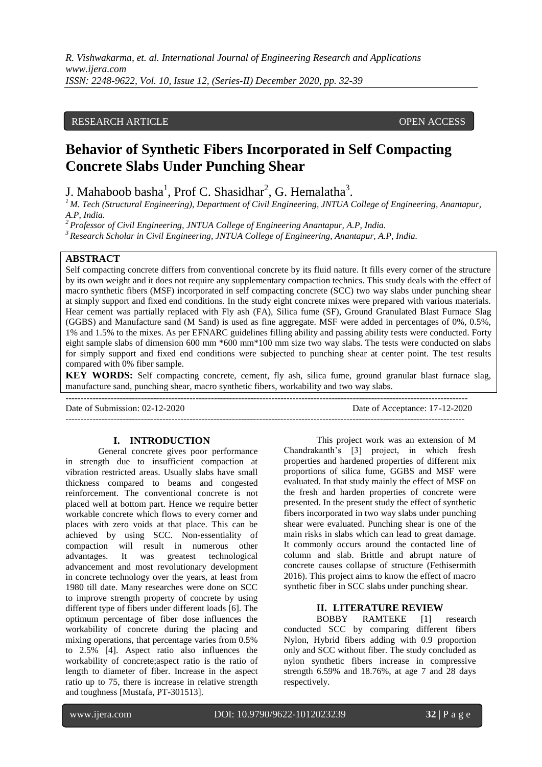RESEARCH ARTICLE OPEN ACCESS

# Behavior of Synthetic Fibers Incorporated in Self Compacting Concrete Slabs Under Punching Shear

J. Mahaboob basha[1], Prof C. Shasidhar[2], G. Hemalatha[3].

[1] M. Tech (Structural Engineering), Department of Civil Engineering, JNTUA College of Engineering, Anantapur, A.P, India.
[2] Professor of Civil Engineering, JNTUA College of Engineering Anantapur, A.P, India.
[3] Research Scholar in Civil Engineering, JNTUA College of Engineering, Anantapur, A.P, India.

## ABSTRACT

Self compacting concrete differs from conventional concrete by its fluid nature. It fills every corner of the structure by its own weight and it does not require any supplementary compaction technics. This study deals with the effect of macro synthetic fibers (MSF) incorporated in self compacting concrete (SCC) two way slabs under punching shear at simply support and fixed end conditions. In the study eight concrete mixes were prepared with various materials. Hear cement was partially replaced with Fly ash (FA), Silica fume (SF), Ground Granulated Blast Furnace Slag (GGBS) and Manufacture sand (M Sand) is used as fine aggregate. MSF were added in percentages of 0%, 0.5%, 1% and 1.5% to the mixes. As per EFNARC guidelines filling ability and passing ability tests were conducted. Forty eight sample slabs of dimension 600 mm *600 mm*100 mm size two way slabs. The tests were conducted on slabs for simply support and fixed end conditions were subjected to punching shear at center point. The test results compared with 0% fiber sample.

**KEY WORDS:** Self compacting concrete, cement, fly ash, silica fume, ground granular blast furnace slag, manufacture sand, punching shear, macro synthetic fibers, workability and two way slabs.

---

Date of Submission: 02-12-2020 Date of Acceptance: 17-12-2020

---

## I. INTRODUCTION

General concrete gives poor performance in strength due to insufficient compaction at vibration restricted areas. Usually slabs have small thickness compared to beams and congested reinforcement. The conventional concrete is not placed well at bottom part. Hence we require better workable concrete which flows to every corner and places with zero voids at that place. This can be achieved by using SCC. Non-essentiality of compaction will result in numerous other advantages. It was greatest technological advancement and most revolutionary development in concrete technology over the years, at least from 1980 till date. Many researches were done on SCC to improve strength property of concrete by using different type of fibers under different loads [6]. The optimum percentage of fiber dose influences the workability of concrete during the placing and mixing operations, that percentage varies from 0.5% to 2.5% [4]. Aspect ratio also influences the workability of concrete;aspect ratio is the ratio of length to diameter of fiber. Increase in the aspect ratio up to 75, there is increase in relative strength and toughness [Mustafa, PT-301513].

This project work was an extension of M Chandrakanth's [3] project, in which fresh properties and hardened properties of different mix proportions of silica fume, GGBS and MSF were evaluated. In that study mainly the effect of MSF on the fresh and harden properties of concrete were presented. In the present study the effect of synthetic fibers incorporated in two way slabs under punching shear were evaluated. Punching shear is one of the main risks in slabs which can lead to great damage. It commonly occurs around the contacted line of column and slab. Brittle and abrupt nature of concrete causes collapse of structure (Fethisermith 2016). This project aims to know the effect of macro synthetic fiber in SCC slabs under punching shear.

## II. LITERATURE REVIEW

BOBBY RAMTEKE [1] research conducted SCC by comparing different fibers Nylon, Hybrid fibers adding with 0.9 proportion only and SCC without fiber. The study concluded as nylon synthetic fibers increase in compressive strength 6.59% and 18.76%, at age 7 and 28 days respectively.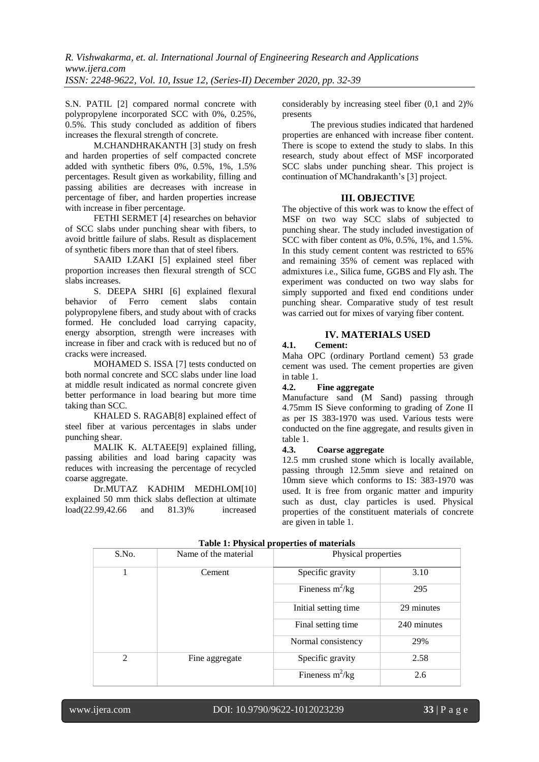S.N. PATIL [2] compared normal concrete with polypropylene incorporated SCC with 0%, 0.25%, 0.5%. This study concluded as addition of fibers increases the flexural strength of concrete.

M.CHANDHRAKANTH [3] study on fresh and harden properties of self compacted concrete added with synthetic fibers 0%, 0.5%, 1%, 1.5% percentages. Result given as workability, filling and passing abilities are decreases with increase in percentage of fiber, and harden properties increase with increase in fiber percentage.

FETHI SERMET [4] researches on behavior of SCC slabs under punching shear with fibers, to avoid brittle failure of slabs. Result as displacement of synthetic fibers more than that of steel fibers.

SAAID I.ZAKI [5] explained steel fiber proportion increases then flexural strength of SCC slabs increases.

S. DEEPA SHRI [6] explained flexural behavior of Ferro cement slabs contain polypropylene fibers, and study about with of cracks formed. He concluded load carrying capacity, energy absorption, strength were increases with increase in fiber and crack with is reduced but no of cracks were increased.

MOHAMED S. ISSA [7] tests conducted on both normal concrete and SCC slabs under line load at middle result indicated as normal concrete given better performance in load bearing but more time taking than SCC.

KHALED S. RAGAB[8] explained effect of steel fiber at various percentages in slabs under punching shear.

MALIK K. ALTAEE[9] explained filling, passing abilities and load baring capacity was reduces with increasing the percentage of recycled coarse aggregate.

Dr.MUTAZ KADHIM MEDHLOM[10] explained 50 mm thick slabs deflection at ultimate load(22.99,42.66 and 81.3)% increased considerably by increasing steel fiber (0,1 and 2)% presents

The previous studies indicated that hardened properties are enhanced with increase fiber content. There is scope to extend the study to slabs. In this research, study about effect of MSF incorporated SCC slabs under punching shear. This project is continuation of MChandrakanth's [3] project.

## III. OBJECTIVE

The objective of this work was to know the effect of MSF on two way SCC slabs of subjected to punching shear. The study included investigation of SCC with fiber content as 0%, 0.5%, 1%, and 1.5%. In this study cement content was restricted to 65% and remaining 35% of cement was replaced with admixtures i.e., Silica fume, GGBS and Fly ash. The experiment was conducted on two way slabs for simply supported and fixed end conditions under punching shear. Comparative study of test result was carried out for mixes of varying fiber content.

## IV. MATERIALS USED

### 4.1. Cement:

Maha OPC (ordinary Portland cement) 53 grade cement was used. The cement properties are given in table 1.

### 4.2. Fine aggregate

Manufacture sand (M Sand) passing through 4.75mm IS Sieve conforming to grading of Zone II as per IS 383-1970 was used. Various tests were conducted on the fine aggregate, and results given in table 1.

### 4.3. Coarse aggregate

12.5 mm crushed stone which is locally available, passing through 12.5mm sieve and retained on 10mm sieve which conforms to IS: 383-1970 was used. It is free from organic matter and impurity such as dust, clay particles is used. Physical properties of the constituent materials of concrete are given in table 1.

**Table 1: Physical properties of materials**

| S.No. | Name of the material | Physical properties | |
|---|---|---|---|
| 1 | Cement | Specific gravity | 3.10 |
| | | Fineness $m^2/kg$ | 295 |
| | | Initial setting time | 29 minutes |
| | | Final setting time | 240 minutes |
| | | Normal consistency | 29% |
| 2 | Fine aggregate | Specific gravity | 2.58 |
| | | Fineness $m^2/kg$ | 2.6 |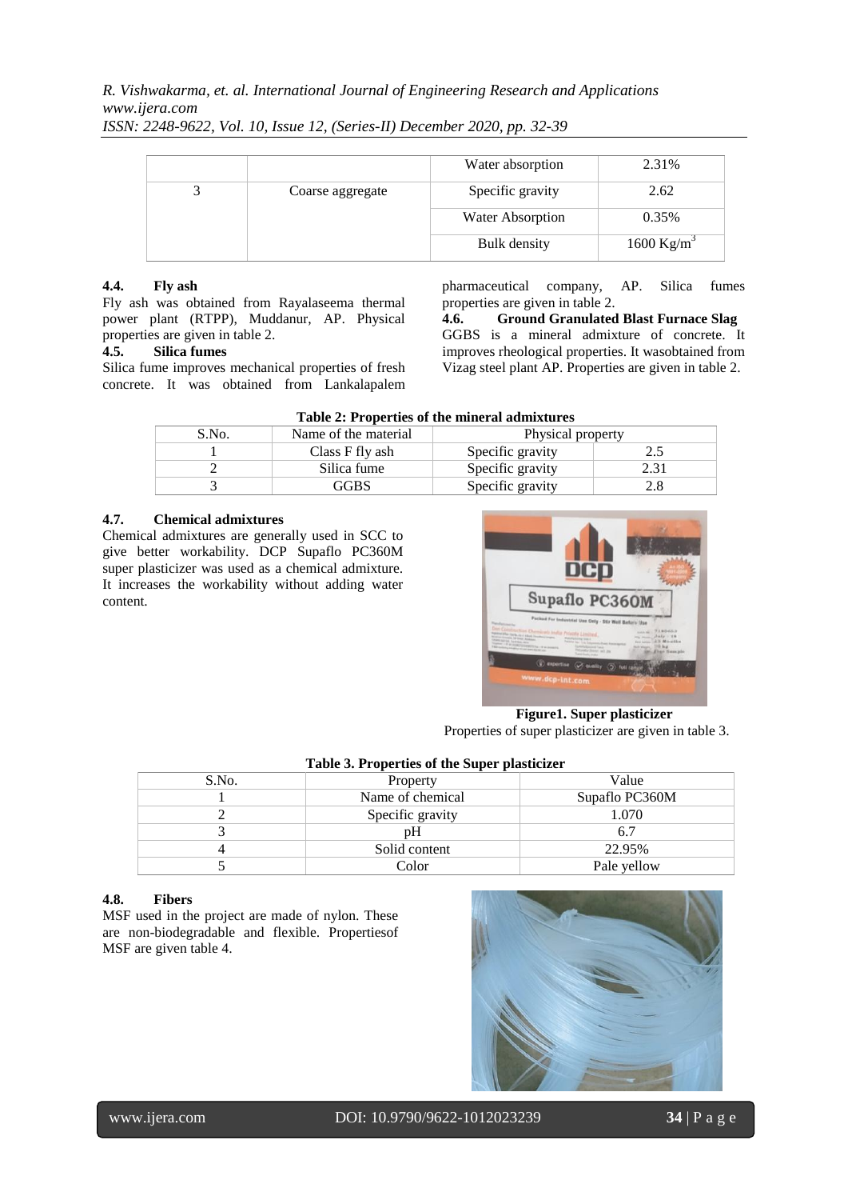| | | Water absorption | 2.31% |
|---|---|---|---|
| 3 | Coarse aggregate | Specific gravity | 2.62 |
| | | Water Absorption | 0.35% |
| | | Bulk density | 1600 $Kg/m^3$ |

### 4.4. Fly ash

Fly ash was obtained from Rayalaseema thermal power plant (RTPP), Muddanur, AP. Physical properties are given in table 2.

### 4.5. Silica fumes

Silica fume improves mechanical properties of fresh concrete. It was obtained from Lankalapalem pharmaceutical company, AP. Silica fumes properties are given in table 2.

### 4.6. Ground Granulated Blast Furnace Slag

GGBS is a mineral admixture of concrete. It improves rheological properties. It wasobtained from Vizag steel plant AP. Properties are given in table 2.

**Table 2: Properties of the mineral admixtures**

| S.No. | Name of the material | Physical property | |
|---|---|---|---|
| 1 | Class F fly ash | Specific gravity | 2.5 |
| 2 | Silica fume | Specific gravity | 2.31 |
| 3 | GGBS | Specific gravity | 2.8 |

### 4.7. Chemical admixtures

Chemical admixtures are generally used in SCC to give better workability. DCP Supaflo PC360M super plasticizer was used as a chemical admixture. It increases the workability without adding water content.

**Figure1. Super plasticizer**

Properties of super plasticizer are given in table 3.

**Table 3. Properties of the Super plasticizer**

| S.No. | Property | Value |
|---|---|---|
| 1 | Name of chemical | Supaflo PC360M |
| 2 | Specific gravity | 1.070 |
| 3 | pH | 6.7 |
| 4 | Solid content | 22.95% |
| 5 | Color | Pale yellow |

### 4.8. Fibers

MSF used in the project are made of nylon. These are non-biodegradable and flexible. Propertiesof MSF are given table 4.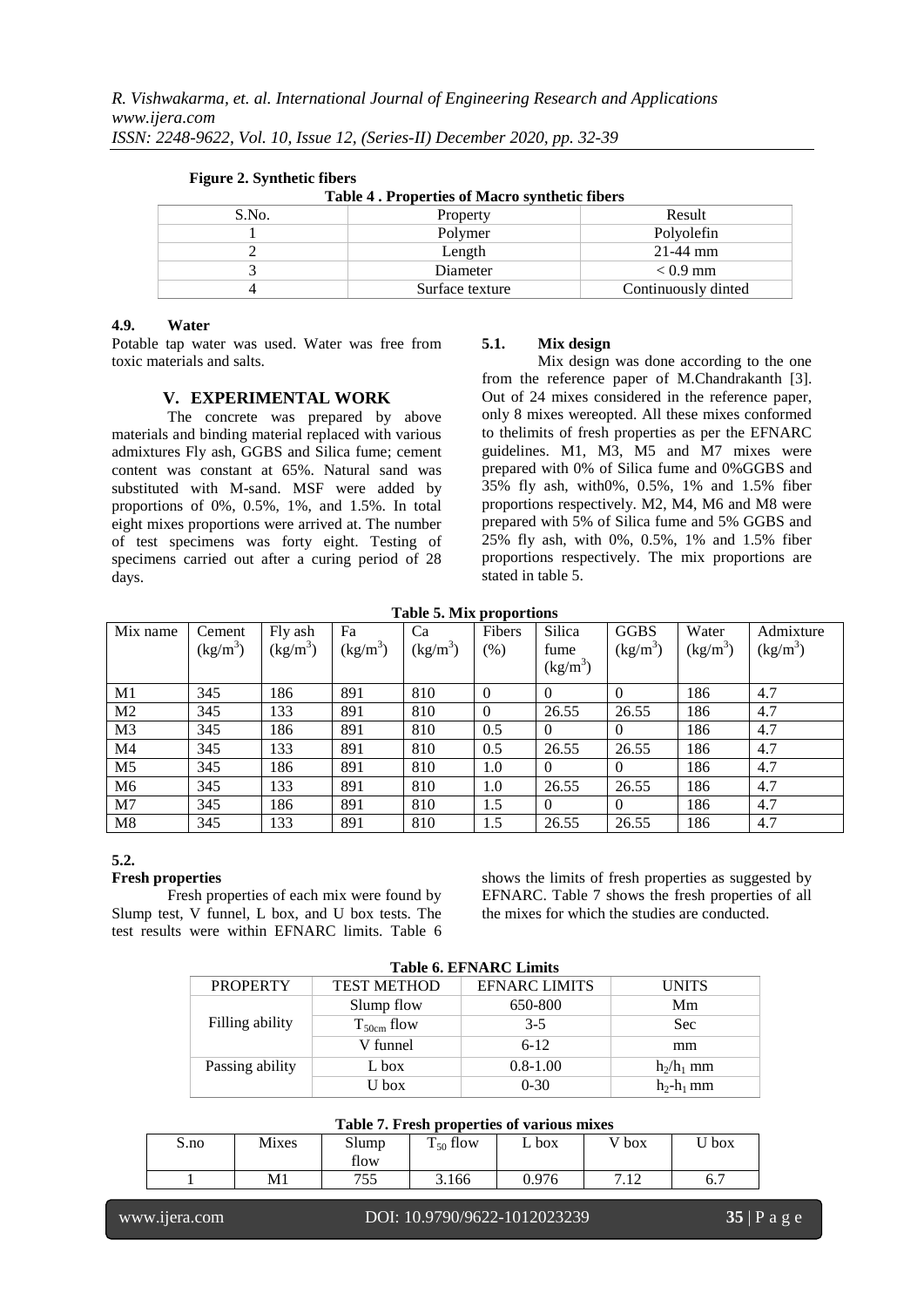**Figure 2. Synthetic fibers**

**Table 4 . Properties of Macro synthetic fibers**

| S.No. | Property | Result |
|---|---|---|
| 1 | Polymer | Polyolefin |
| 2 | Length | 21-44 mm |
| 3 | Diameter | < 0.9 mm |
| 4 | Surface texture | Continuously dinted |

### 4.9. Water

Potable tap water was used. Water was free from toxic materials and salts.

## V. EXPERIMENTAL WORK

The concrete was prepared by above materials and binding material replaced with various admixtures Fly ash, GGBS and Silica fume; cement content was constant at 65%. Natural sand was substituted with M-sand. MSF were added by proportions of 0%, 0.5%, 1%, and 1.5%. In total eight mixes proportions were arrived at. The number of test specimens was forty eight. Testing of specimens carried out after a curing period of 28 days.

### 5.1. Mix design

Mix design was done according to the one from the reference paper of M.Chandrakanth [3]. Out of 24 mixes considered in the reference paper, only 8 mixes wereopted. All these mixes conformed to thelimits of fresh properties as per the EFNARC guidelines. M1, M3, M5 and M7 mixes were prepared with 0% of Silica fume and 0%GGBS and 35% fly ash, with0%, 0.5%, 1% and 1.5% fiber proportions respectively. M2, M4, M6 and M8 were prepared with 5% of Silica fume and 5% GGBS and 25% fly ash, with 0%, 0.5%, 1% and 1.5% fiber proportions respectively. The mix proportions are stated in table 5.

**Table 5. Mix proportions**

| Mix name | Cement ($kg/m^3$) | Fly ash ($kg/m^3$) | Fa ($kg/m^3$) | Ca ($kg/m^3$) | Fibers (%) | Silica fume ($kg/m^3$) | GGBS ($kg/m^3$) | Water ($kg/m^3$) | Admixture ($kg/m^3$) |
|---|---|---|---|---|---|---|---|---|---|
| M1 | 345 | 186 | 891 | 810 | 0 | 0 | 0 | 186 | 4.7 |
| M2 | 345 | 133 | 891 | 810 | 0 | 26.55 | 26.55 | 186 | 4.7 |
| M3 | 345 | 186 | 891 | 810 | 0.5 | 0 | 0 | 186 | 4.7 |
| M4 | 345 | 133 | 891 | 810 | 0.5 | 26.55 | 26.55 | 186 | 4.7 |
| M5 | 345 | 186 | 891 | 810 | 1.0 | 0 | 0 | 186 | 4.7 |
| M6 | 345 | 133 | 891 | 810 | 1.0 | 26.55 | 26.55 | 186 | 4.7 |
| M7 | 345 | 186 | 891 | 810 | 1.5 | 0 | 0 | 186 | 4.7 |
| M8 | 345 | 133 | 891 | 810 | 1.5 | 26.55 | 26.55 | 186 | 4.7 |

### 5.2. Fresh properties

Fresh properties of each mix were found by Slump test, V funnel, L box, and U box tests. The test results were within EFNARC limits. Table 6 shows the limits of fresh properties as suggested by EFNARC. Table 7 shows the fresh properties of all the mixes for which the studies are conducted.

**Table 6. EFNARC Limits**

| PROPERTY | TEST METHOD | EFNARC LIMITS | UNITS |
|---|---|---|---|
| Filling ability | Slump flow | 650-800 | Mm |
| | $T_{50cm}$ flow | 3-5 | Sec |
| | V funnel | 6-12 | mm |
| Passing ability | L box | 0.8-1.00 | $h_2/h_1$ mm |
| | U box | 0-30 | $h_2$-$h_1$ mm |

**Table 7. Fresh properties of various mixes**

| S.no | Mixes | Slump flow | $T_{50}$ flow | L box | V box | U box |
|---|---|---|---|---|---|---|
| 1 | M1 | 755 | 3.166 | 0.976 | 7.12 | 6.7 |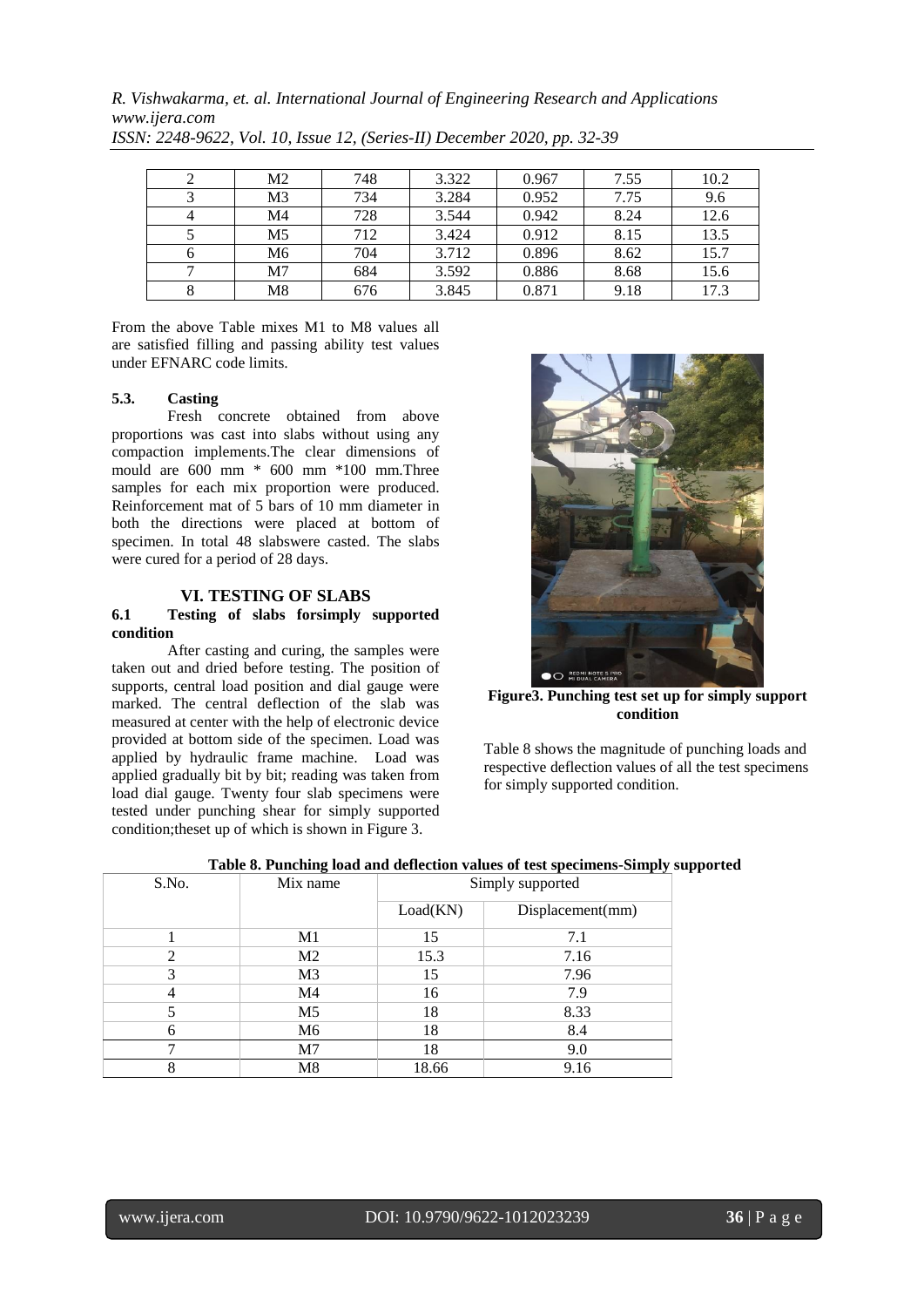| 2 | M2 | 748 | 3.322 | 0.967 | 7.55 | 10.2 |
|---|---|---|---|---|---|---|
| 3 | M3 | 734 | 3.284 | 0.952 | 7.75 | 9.6 |
| 4 | M4 | 728 | 3.544 | 0.942 | 8.24 | 12.6 |
| 5 | M5 | 712 | 3.424 | 0.912 | 8.15 | 13.5 |
| 6 | M6 | 704 | 3.712 | 0.896 | 8.62 | 15.7 |
| 7 | M7 | 684 | 3.592 | 0.886 | 8.68 | 15.6 |
| 8 | M8 | 676 | 3.845 | 0.871 | 9.18 | 17.3 |

From the above Table mixes M1 to M8 values all are satisfied filling and passing ability test values under EFNARC code limits.

### 5.3. Casting

Fresh concrete obtained from above proportions was cast into slabs without using any compaction implements.The clear dimensions of mould are 600 mm * 600 mm *100 mm.Three samples for each mix proportion were produced. Reinforcement mat of 5 bars of 10 mm diameter in both the directions were placed at bottom of specimen. In total 48 slabswere casted. The slabs were cured for a period of 28 days.

## VI. TESTING OF SLABS

### 6.1 Testing of slabs forsimply supported condition

After casting and curing, the samples were taken out and dried before testing. The position of supports, central load position and dial gauge were marked. The central deflection of the slab was measured at center with the help of electronic device provided at bottom side of the specimen. Load was applied by hydraulic frame machine. Load was applied gradually bit by bit; reading was taken from load dial gauge. Twenty four slab specimens were tested under punching shear for simply supported condition;theset up of which is shown in Figure 3.

**Figure3. Punching test set up for simply support condition**

Table 8 shows the magnitude of punching loads and respective deflection values of all the test specimens for simply supported condition.

**Table 8. Punching load and deflection values of test specimens-Simply supported**

| S.No. | Mix name | Simply supported | |
|---|---|---|---|
| | | Load(KN) | Displacement(mm) |
| 1 | M1 | 15 | 7.1 |
| 2 | M2 | 15.3 | 7.16 |
| 3 | M3 | 15 | 7.96 |
| 4 | M4 | 16 | 7.9 |
| 5 | M5 | 18 | 8.33 |
| 6 | M6 | 18 | 8.4 |
| 7 | M7 | 18 | 9.0 |
| 8 | M8 | 18.66 | 9.16 |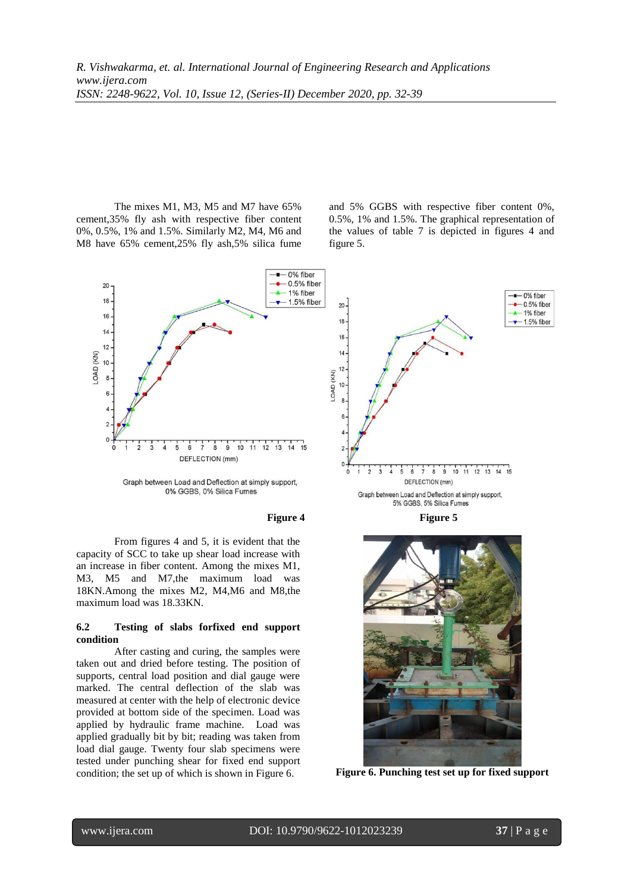The mixes M1, M3, M5 and M7 have 65% cement,35% fly ash with respective fiber content 0%, 0.5%, 1% and 1.5%. Similarly M2, M4, M6 and M8 have 65% cement,25% fly ash,5% silica fume and 5% GGBS with respective fiber content 0%, 0.5%, 1% and 1.5%. The graphical representation of the values of table 7 is depicted in figures 4 and figure 5.

Graph between Load and Deflection at simply support, 0% GGBS, 0% Silica Fumes

**Figure 4**

Graph between Load and Deflection at simply support, 5% GGBS, 5% Silica Fumes

**Figure 5**

From figures 4 and 5, it is evident that the capacity of SCC to take up shear load increase with an increase in fiber content. Among the mixes M1, M3, M5 and M7,the maximum load was 18KN.Among the mixes M2, M4,M6 and M8,the maximum load was 18.33KN.

### 6.2 Testing of slabs forfixed end support condition

After casting and curing, the samples were taken out and dried before testing. The position of supports, central load position and dial gauge were marked. The central deflection of the slab was measured at center with the help of electronic device provided at bottom side of the specimen. Load was applied by hydraulic frame machine. Load was applied gradually bit by bit; reading was taken from load dial gauge. Twenty four slab specimens were tested under punching shear for fixed end support condition; the set up of which is shown in Figure 6.

**Figure 6. Punching test set up for fixed support**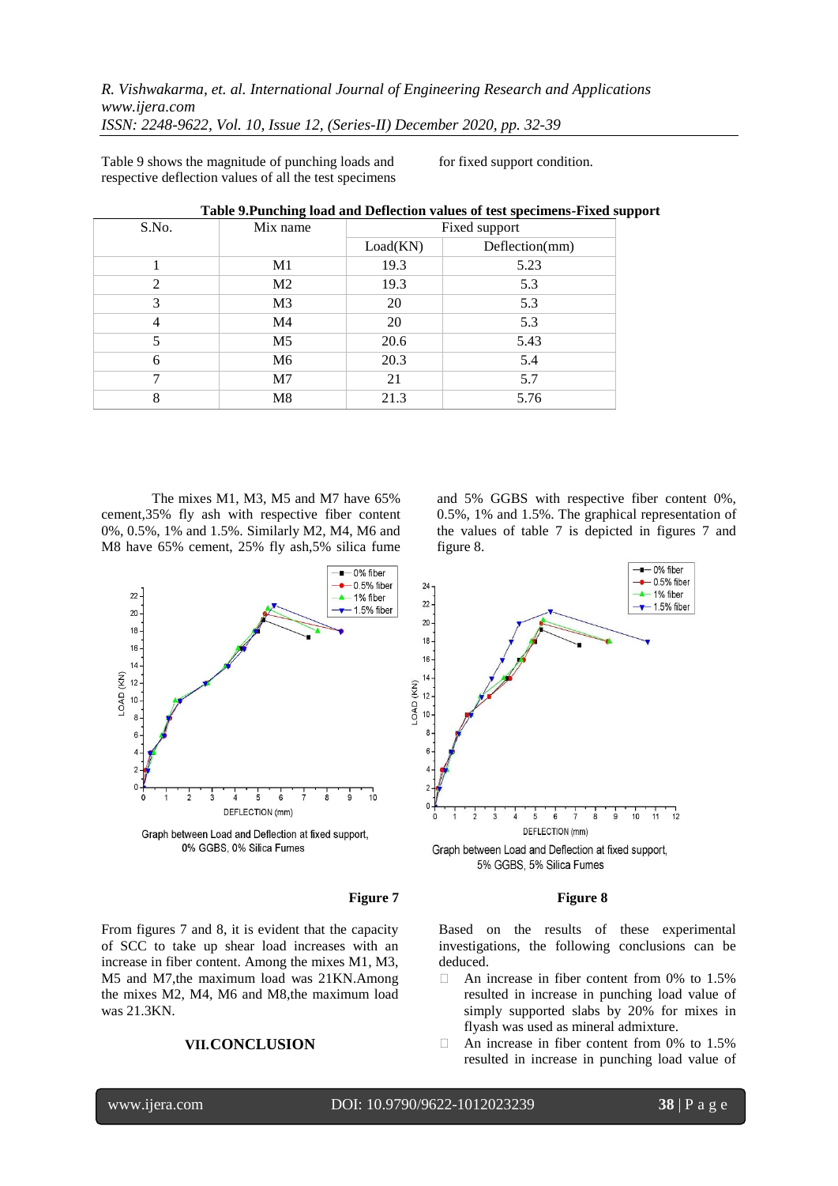Table 9 shows the magnitude of punching loads and respective deflection values of all the test specimens for fixed support condition.

**Table 9.Punching load and Deflection values of test specimens-Fixed support**

| S.No. | Mix name | Fixed support | |
|---|---|---|---|
| | | Load(KN) | Deflection(mm) |
| 1 | M1 | 19.3 | 5.23 |
| 2 | M2 | 19.3 | 5.3 |
| 3 | M3 | 20 | 5.3 |
| 4 | M4 | 20 | 5.3 |
| 5 | M5 | 20.6 | 5.43 |
| 6 | M6 | 20.3 | 5.4 |
| 7 | M7 | 21 | 5.7 |
| 8 | M8 | 21.3 | 5.76 |

The mixes M1, M3, M5 and M7 have 65% cement,35% fly ash with respective fiber content 0%, 0.5%, 1% and 1.5%. Similarly M2, M4, M6 and M8 have 65% cement, 25% fly ash,5% silica fume and 5% GGBS with respective fiber content 0%, 0.5%, 1% and 1.5%. The graphical representation of the values of table 7 is depicted in figures 7 and figure 8.

Graph between Load and Deflection at fixed support, 0% GGBS, 0% Silica Fumes

**Figure 7**

Graph between Load and Deflection at fixed support, 5% GGBS, 5% Silica Fumes

**Figure 8**

From figures 7 and 8, it is evident that the capacity of SCC to take up shear load increases with an increase in fiber content. Among the mixes M1, M3, M5 and M7,the maximum load was 21KN.Among the mixes M2, M4, M6 and M8,the maximum load was 21.3KN.

## VII.CONCLUSION

Based on the results of these experimental investigations, the following conclusions can be deduced.

- An increase in fiber content from 0% to 1.5% resulted in increase in punching load value of simply supported slabs by 20% for mixes in flyash was used as mineral admixture.
- An increase in fiber content from 0% to 1.5% resulted in increase in punching load value of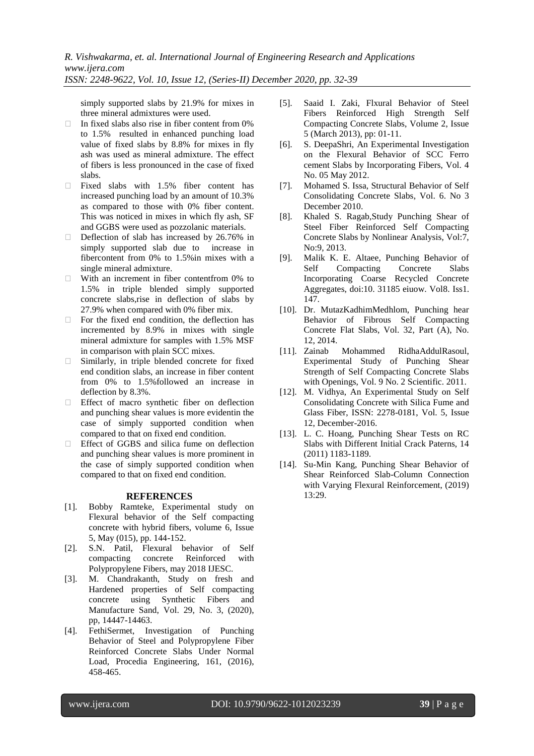simply supported slabs by 21.9% for mixes in three mineral admixtures were used.

- In fixed slabs also rise in fiber content from 0% to 1.5% resulted in enhanced punching load value of fixed slabs by 8.8% for mixes in fly ash was used as mineral admixture. The effect of fibers is less pronounced in the case of fixed slabs.
- Fixed slabs with 1.5% fiber content has increased punching load by an amount of 10.3% as compared to those with 0% fiber content. This was noticed in mixes in which fly ash, SF and GGBS were used as pozzolanic materials.
- Deflection of slab has increased by 26.76% in simply supported slab due to increase in fibercontent from 0% to 1.5%in mixes with a single mineral admixture.
- With an increment in fiber contentfrom 0% to 1.5% in triple blended simply supported concrete slabs,rise in deflection of slabs by 27.9% when compared with 0% fiber mix.
- For the fixed end condition, the deflection has incremented by 8.9% in mixes with single mineral admixture for samples with 1.5% MSF in comparison with plain SCC mixes.
- Similarly, in triple blended concrete for fixed end condition slabs, an increase in fiber content from 0% to 1.5%followed an increase in deflection by 8.3%.
- Effect of macro synthetic fiber on deflection and punching shear values is more evidentin the case of simply supported condition when compared to that on fixed end condition.
- Effect of GGBS and silica fume on deflection and punching shear values is more prominent in the case of simply supported condition when compared to that on fixed end condition.

## REFERENCES

[1]. Bobby Ramteke, Experimental study on Flexural behavior of the Self compacting concrete with hybrid fibers, volume 6, Issue 5, May (015), pp. 144-152.

[2]. S.N. Patil, Flexural behavior of Self compacting concrete Reinforced with Polypropylene Fibers, may 2018 IJESC.

[3]. M. Chandrakanth, Study on fresh and Hardened properties of Self compacting concrete using Synthetic Fibers and Manufacture Sand, Vol. 29, No. 3, (2020), pp, 14447-14463.

[4]. FethiSermet, Investigation of Punching Behavior of Steel and Polypropylene Fiber Reinforced Concrete Slabs Under Normal Load, Procedia Engineering, 161, (2016), 458-465.

[5]. Saaid I. Zaki, Flxural Behavior of Steel Fibers Reinforced High Strength Self Compacting Concrete Slabs, Volume 2, Issue 5 (March 2013), pp: 01-11.

[6]. S. DeepaShri, An Experimental Investigation on the Flexural Behavior of SCC Ferro cement Slabs by Incorporating Fibers, Vol. 4 No. 05 May 2012.

[7]. Mohamed S. Issa, Structural Behavior of Self Consolidating Concrete Slabs, Vol. 6. No 3 December 2010.

[8]. Khaled S. Ragab,Study Punching Shear of Steel Fiber Reinforced Self Compacting Concrete Slabs by Nonlinear Analysis, Vol:7, No:9, 2013.

[9]. Malik K. E. Altaee, Punching Behavior of Self Compacting Concrete Slabs Incorporating Coarse Recycled Concrete Aggregates, doi:10. 31185 eiuow. Vol8. Iss1. 147.

[10]. Dr. MutazKadhimMedhlom, Punching hear Behavior of Fibrous Self Compacting Concrete Flat Slabs, Vol. 32, Part (A), No. 12, 2014.

[11]. Zainab Mohammed RidhaAddulRasoul, Experimental Study of Punching Shear Strength of Self Compacting Concrete Slabs with Openings, Vol. 9 No. 2 Scientific. 2011.

[12]. M. Vidhya, An Experimental Study on Self Consolidating Concrete with Silica Fume and Glass Fiber, ISSN: 2278-0181, Vol. 5, Issue 12, December-2016.

[13]. L. C. Hoang, Punching Shear Tests on RC Slabs with Different Initial Crack Paterns, 14 (2011) 1183-1189.

[14]. Su-Min Kang, Punching Shear Behavior of Shear Reinforced Slab-Column Connection with Varying Flexural Reinforcement, (2019) 13:29.